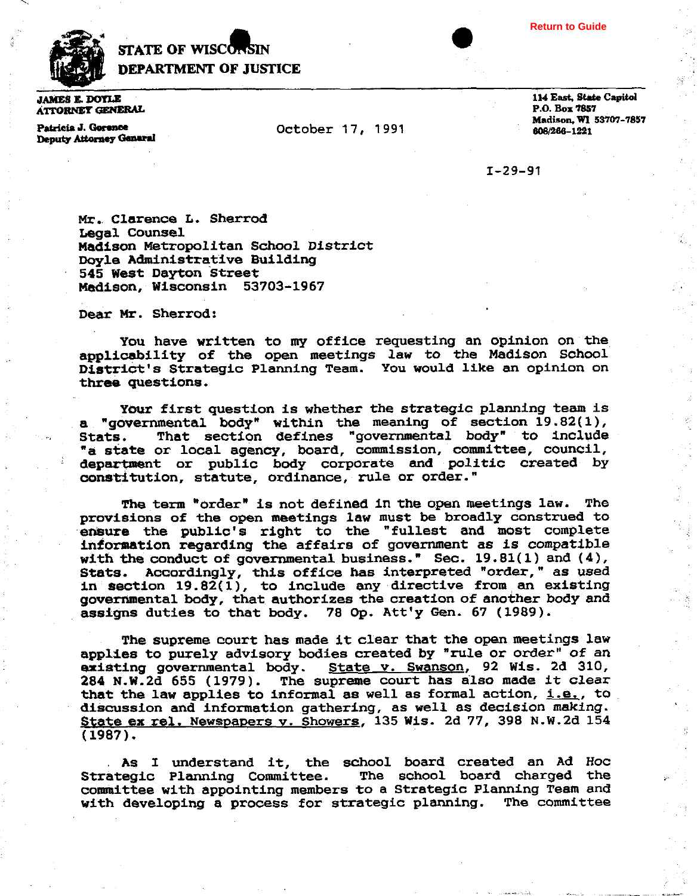Return to Guide

# STATE OF WISCONSIN
## DEPARTMENT OF JUSTICE

**JAMES E. DOYLE**
**ATTORNEY GENERAL**

**Patricia J. Gorence**
**Deputy Attorney General**

**114 East, State Capitol**
**P.O. Box 7857**
**Madison, WI 53707-7857**
**608/266-1221**

October 17, 1991

I-29-91

Mr. Clarence L. Sherrod
Legal Counsel
Madison Metropolitan School District
Doyle Administrative Building
545 West Dayton Street
Madison, Wisconsin 53703-1967

Dear Mr. Sherrod:

You have written to my office requesting an opinion on the applicability of the open meetings law to the Madison School District's Strategic Planning Team. You would like an opinion on three questions.

Your first question is whether the strategic planning team is a "governmental body" within the meaning of section 19.82(1), Stats. That section defines "governmental body" to include "a state or local agency, board, commission, committee, council, department or public body corporate and politic created by constitution, statute, ordinance, rule or order."

The term "order" is not defined in the open meetings law. The provisions of the open meetings law must be broadly construed to ensure the public's right to the "fullest and most complete information regarding the affairs of government as is compatible with the conduct of governmental business." Sec. 19.81(1) and (4), Stats. Accordingly, this office has interpreted "order," as used in section 19.82(1), to include any directive from an existing governmental body, that authorizes the creation of another body and assigns duties to that body. 78 Op. Att'y Gen. 67 (1989).

The supreme court has made it clear that the open meetings law applies to purely advisory bodies created by "rule or order" of an existing governmental body. State v. Swanson, 92 Wis. 2d 310, 284 N.W.2d 655 (1979). The supreme court has also made it clear that the law applies to informal as well as formal action, i.e., to discussion and information gathering, as well as decision making. State ex rel. Newspapers v. Showers, 135 Wis. 2d 77, 398 N.W.2d 154 (1987).

As I understand it, the school board created an Ad Hoc Strategic Planning Committee. The school board charged the committee with appointing members to a Strategic Planning Team and with developing a process for strategic planning. The committee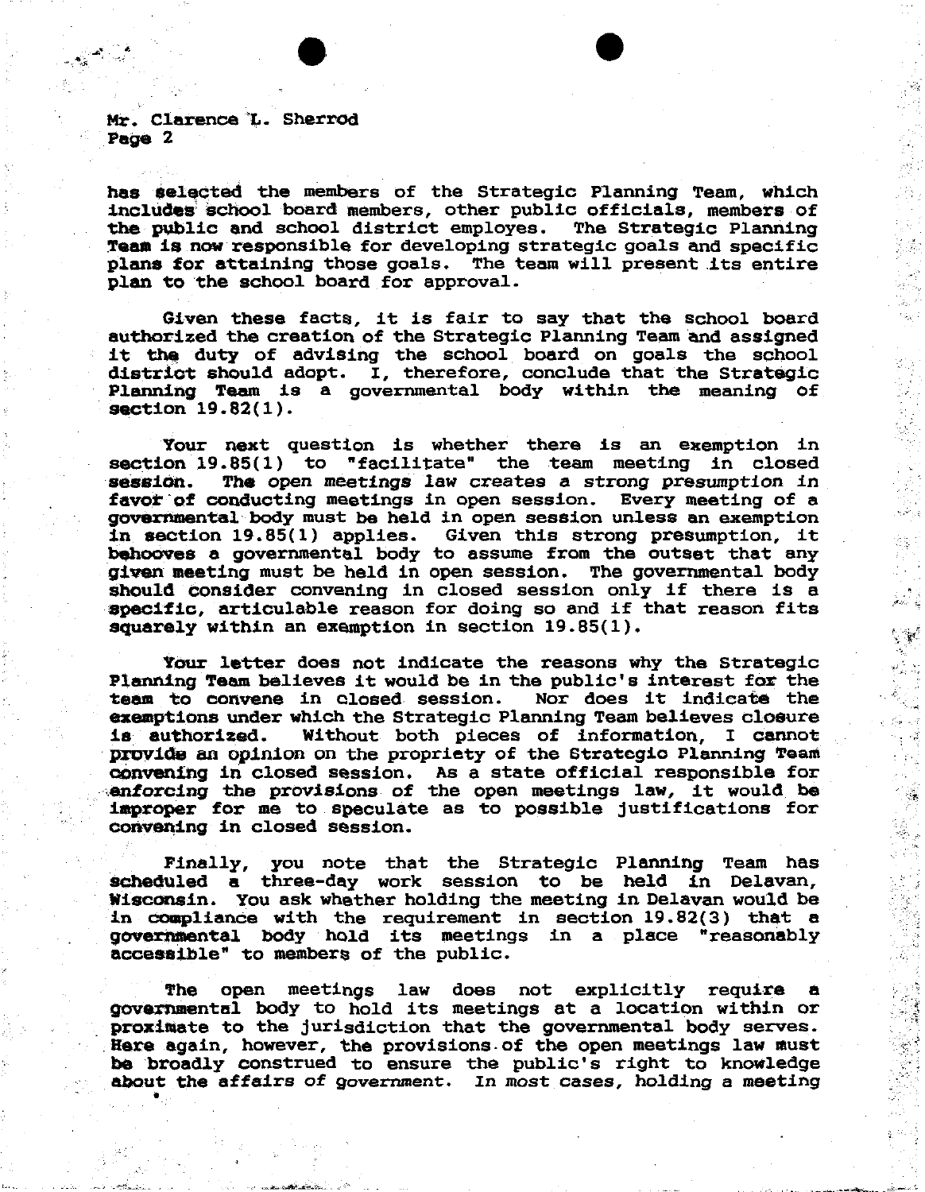Mr. Clarence L. Sherrod

has selected the members of the Strategic Planning Team, which includes school board members, other public officials, members of the public and school district employes. The Strategic Planning Team is now responsible for developing strategic goals and specific plans for attaining those goals. The team will present its entire plan to the school board for approval.

Given these facts, it is fair to say that the school board authorized the creation of the Strategic Planning Team and assigned it the duty of advising the school board on goals the school district should adopt. I, therefore, conclude that the Strategic Planning Team is a governmental body within the meaning of section 19.82(1).

Your next question is whether there is an exemption in section 19.85(1) to "facilitate" the team meeting in closed session. *The open meetings law creates a strong presumption in favor of conducting meetings in open session.* Every meeting of a governmental body must be held in open session unless an exemption in section 19.85(1) applies. Given this strong presumption, it behooves a governmental body to assume from the outset that any given meeting must be held in open session. The governmental body should consider convening in closed session only if there is a specific, articulable reason for doing so and if that reason fits squarely within an exemption in section 19.85(1).

Your letter does not indicate the reasons why the Strategic Planning Team believes it would be in the public's interest for the team to convene in closed session. Nor does it indicate the exemptions under which the Strategic Planning Team believes closure is authorized. Without both pieces of information, I cannot provide an opinion on the propriety of the Strategic Planning Team convening in closed session. As a state official responsible for enforcing the provisions of the open meetings law, it would be improper for me to speculate as to possible justifications for convening in closed session.

Finally, you note that the Strategic Planning Team has scheduled a three-day work session to be held in Delavan, Wisconsin. You ask whether holding the meeting in Delavan would be in compliance with the requirement in section 19.82(3) that a governmental body hold its meetings in a place "reasonably accessible" to members of the public.

The open meetings law does not explicitly require a governmental body to hold its meetings at a location within or proximate to the jurisdiction that the governmental body serves. Here again, however, the provisions of the open meetings law must be broadly construed to ensure the public's right to knowledge about the affairs of government. *In most cases, holding a meeting*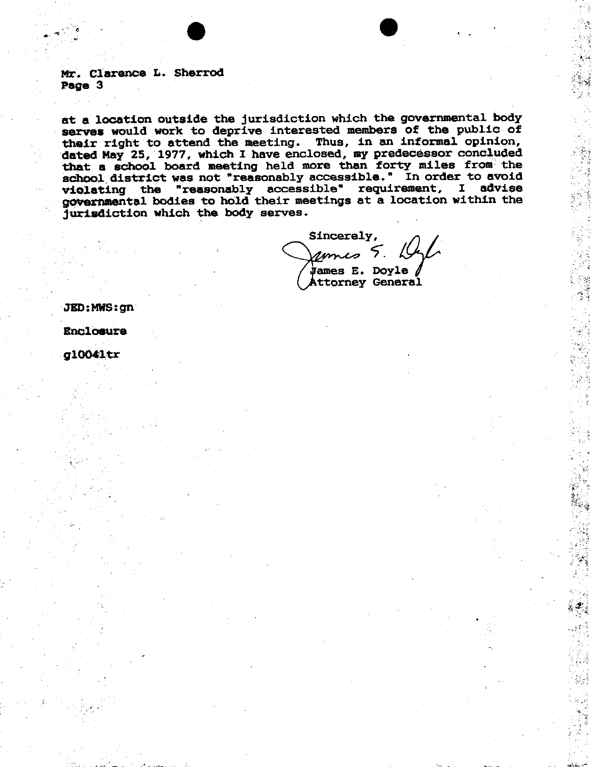Mr. Clarence L. Sherrod
Page 3

at a location outside the jurisdiction which the governmental body serves would work to deprive interested members of the public of their right to attend the meeting. Thus, in an informal opinion, dated May 25, 1977, which I have enclosed, my predecessor concluded that a school board meeting held more than forty miles from the school district was not "reasonably accessible." In order to avoid violating the "reasonably accessible" requirement, I advise governmental bodies to hold their meetings at a location within the jurisdiction which the body serves.

Sincerely,

James E. Doyle
Attorney General

JED:MWS:gn

Enclosure

g10041tr